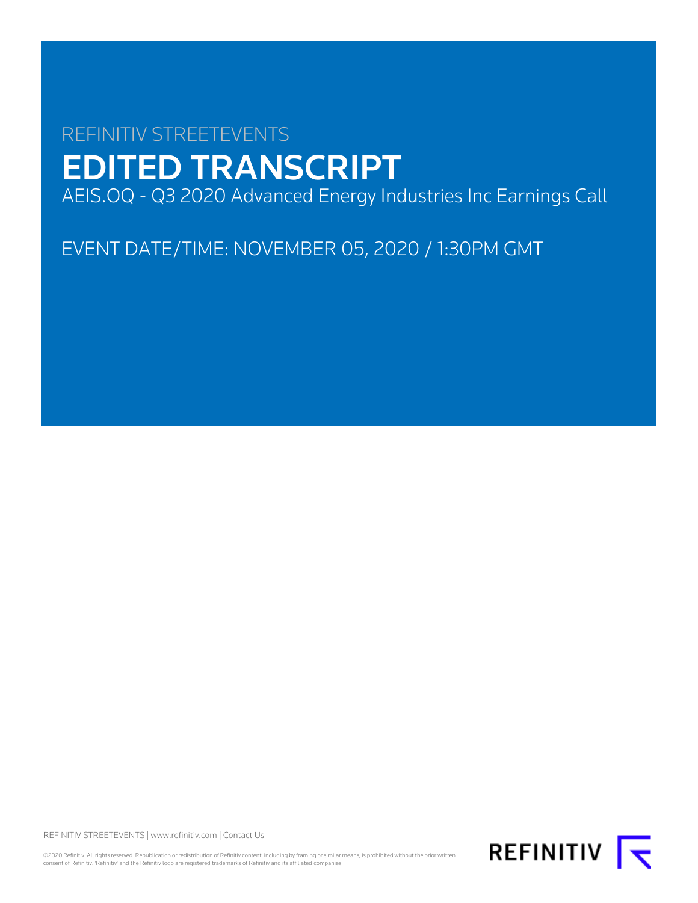REFINITIV STREETEVENTS

# EDITED TRANSCRIPT

AEIS.OQ - Q3 2020 Advanced Energy Industries Inc Earnings Call

EVENT DATE/TIME: NOVEMBER 05, 2020 / 1:30PM GMT

REFINITIV STREETEVENTS | www.refinitiv.com | Contact Us

©2020 Refinitiv. All rights reserved. Republication or redistribution of Refinitiv content, including by framing or similar means, is prohibited without the prior written consent of Refinitiv. 'Refinitiv' and the Refinitiv logo are registered trademarks of Refinitiv and its affiliated companies.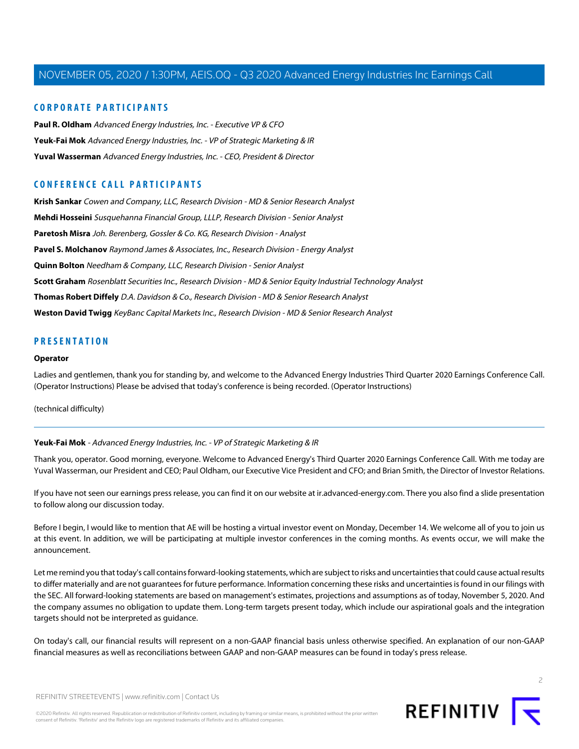## CORPORATE PARTICIPANTS

**Paul R. Oldham** *Advanced Energy Industries, Inc. - Executive VP & CFO*

**Yeuk-Fai Mok** *Advanced Energy Industries, Inc. - VP of Strategic Marketing & IR*

**Yuval Wasserman** *Advanced Energy Industries, Inc. - CEO, President & Director*

## CONFERENCE CALL PARTICIPANTS

**Krish Sankar** *Cowen and Company, LLC, Research Division - MD & Senior Research Analyst*

**Mehdi Hosseini** *Susquehanna Financial Group, LLLP, Research Division - Senior Analyst*

**Paretosh Misra** *Joh. Berenberg, Gossler & Co. KG, Research Division - Analyst*

**Pavel S. Molchanov** *Raymond James & Associates, Inc., Research Division - Energy Analyst*

**Quinn Bolton** *Needham & Company, LLC, Research Division - Senior Analyst*

**Scott Graham** *Rosenblatt Securities Inc., Research Division - MD & Senior Equity Industrial Technology Analyst*

**Thomas Robert Diffely** *D.A. Davidson & Co., Research Division - MD & Senior Research Analyst*

**Weston David Twigg** *KeyBanc Capital Markets Inc., Research Division - MD & Senior Research Analyst*

## PRESENTATION

**Operator**

Ladies and gentlemen, thank you for standing by, and welcome to the Advanced Energy Industries Third Quarter 2020 Earnings Conference Call. (Operator Instructions) Please be advised that today's conference is being recorded. (Operator Instructions)

(technical difficulty)

---

**Yeuk-Fai Mok** - *Advanced Energy Industries, Inc. - VP of Strategic Marketing & IR*

Thank you, operator. Good morning, everyone. Welcome to Advanced Energy's Third Quarter 2020 Earnings Conference Call. With me today are Yuval Wasserman, our President and CEO; Paul Oldham, our Executive Vice President and CFO; and Brian Smith, the Director of Investor Relations.

If you have not seen our earnings press release, you can find it on our website at ir.advanced-energy.com. There you also find a slide presentation to follow along our discussion today.

Before I begin, I would like to mention that AE will be hosting a virtual investor event on Monday, December 14. We welcome all of you to join us at this event. In addition, we will be participating at multiple investor conferences in the coming months. As events occur, we will make the announcement.

Let me remind you that today's call contains forward-looking statements, which are subject to risks and uncertainties that could cause actual results to differ materially and are not guarantees for future performance. Information concerning these risks and uncertainties is found in our filings with the SEC. All forward-looking statements are based on management's estimates, projections and assumptions as of today, November 5, 2020. And the company assumes no obligation to update them. Long-term targets present today, which include our aspirational goals and the integration targets should not be interpreted as guidance.

On today's call, our financial results will represent on a non-GAAP financial basis unless otherwise specified. An explanation of our non-GAAP financial measures as well as reconciliations between GAAP and non-GAAP measures can be found in today's press release.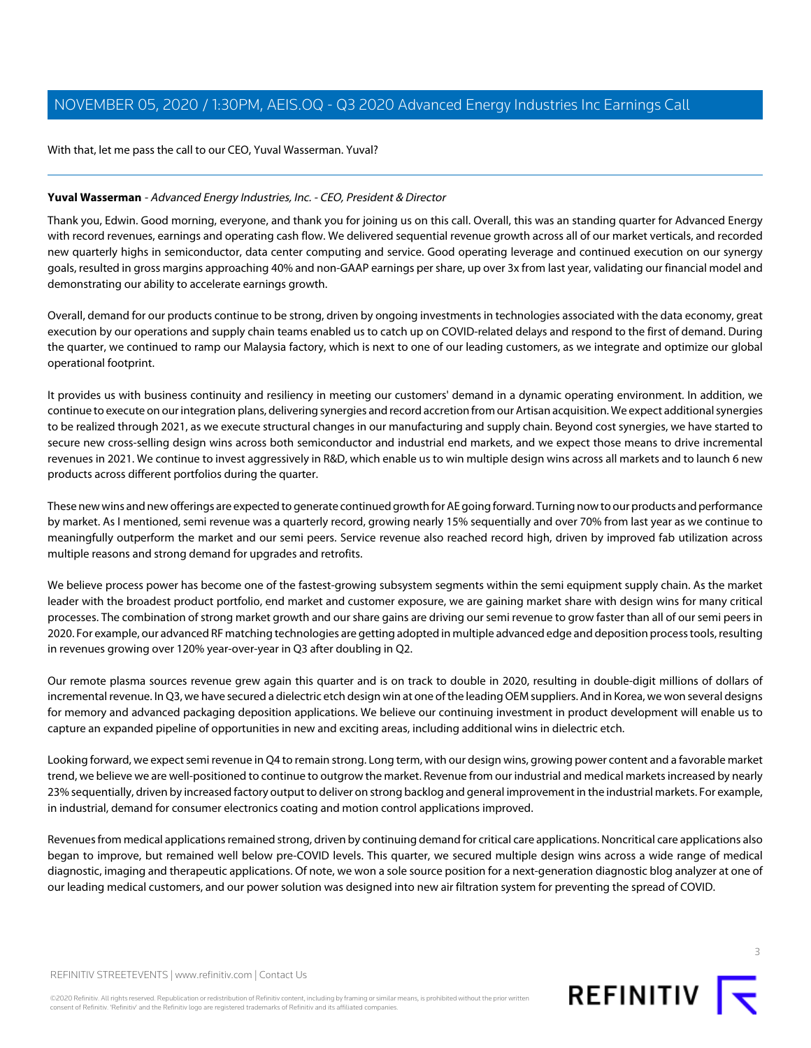With that, let me pass the call to our CEO, Yuval Wasserman. Yuval?

---

**Yuval Wasserman** - *Advanced Energy Industries, Inc. - CEO, President & Director*

Thank you, Edwin. Good morning, everyone, and thank you for joining us on this call. Overall, this was an standing quarter for Advanced Energy with record revenues, earnings and operating cash flow. We delivered sequential revenue growth across all of our market verticals, and recorded new quarterly highs in semiconductor, data center computing and service. Good operating leverage and continued execution on our synergy goals, resulted in gross margins approaching 40% and non-GAAP earnings per share, up over 3x from last year, validating our financial model and demonstrating our ability to accelerate earnings growth.

Overall, demand for our products continue to be strong, driven by ongoing investments in technologies associated with the data economy, great execution by our operations and supply chain teams enabled us to catch up on COVID-related delays and respond to the first of demand. During the quarter, we continued to ramp our Malaysia factory, which is next to one of our leading customers, as we integrate and optimize our global operational footprint.

It provides us with business continuity and resiliency in meeting our customers' demand in a dynamic operating environment. In addition, we continue to execute on our integration plans, delivering synergies and record accretion from our Artisan acquisition. We expect additional synergies to be realized through 2021, as we execute structural changes in our manufacturing and supply chain. Beyond cost synergies, we have started to secure new cross-selling design wins across both semiconductor and industrial end markets, and we expect those means to drive incremental revenues in 2021. We continue to invest aggressively in R&D, which enable us to win multiple design wins across all markets and to launch 6 new products across different portfolios during the quarter.

These new wins and new offerings are expected to generate continued growth for AE going forward. Turning now to our products and performance by market. As I mentioned, semi revenue was a quarterly record, growing nearly 15% sequentially and over 70% from last year as we continue to meaningfully outperform the market and our semi peers. Service revenue also reached record high, driven by improved fab utilization across multiple reasons and strong demand for upgrades and retrofits.

We believe process power has become one of the fastest-growing subsystem segments within the semi equipment supply chain. As the market leader with the broadest product portfolio, end market and customer exposure, we are gaining market share with design wins for many critical processes. The combination of strong market growth and our share gains are driving our semi revenue to grow faster than all of our semi peers in 2020. For example, our advanced RF matching technologies are getting adopted in multiple advanced edge and deposition process tools, resulting in revenues growing over 120% year-over-year in Q3 after doubling in Q2.

Our remote plasma sources revenue grew again this quarter and is on track to double in 2020, resulting in double-digit millions of dollars of incremental revenue. In Q3, we have secured a dielectric etch design win at one of the leading OEM suppliers. And in Korea, we won several designs for memory and advanced packaging deposition applications. We believe our continuing investment in product development will enable us to capture an expanded pipeline of opportunities in new and exciting areas, including additional wins in dielectric etch.

Looking forward, we expect semi revenue in Q4 to remain strong. Long term, with our design wins, growing power content and a favorable market trend, we believe we are well-positioned to continue to outgrow the market. Revenue from our industrial and medical markets increased by nearly 23% sequentially, driven by increased factory output to deliver on strong backlog and general improvement in the industrial markets. For example, in industrial, demand for consumer electronics coating and motion control applications improved.

Revenues from medical applications remained strong, driven by continuing demand for critical care applications. Noncritical care applications also began to improve, but remained well below pre-COVID levels. This quarter, we secured multiple design wins across a wide range of medical diagnostic, imaging and therapeutic applications. Of note, we won a sole source position for a next-generation diagnostic blog analyzer at one of our leading medical customers, and our power solution was designed into new air filtration system for preventing the spread of COVID.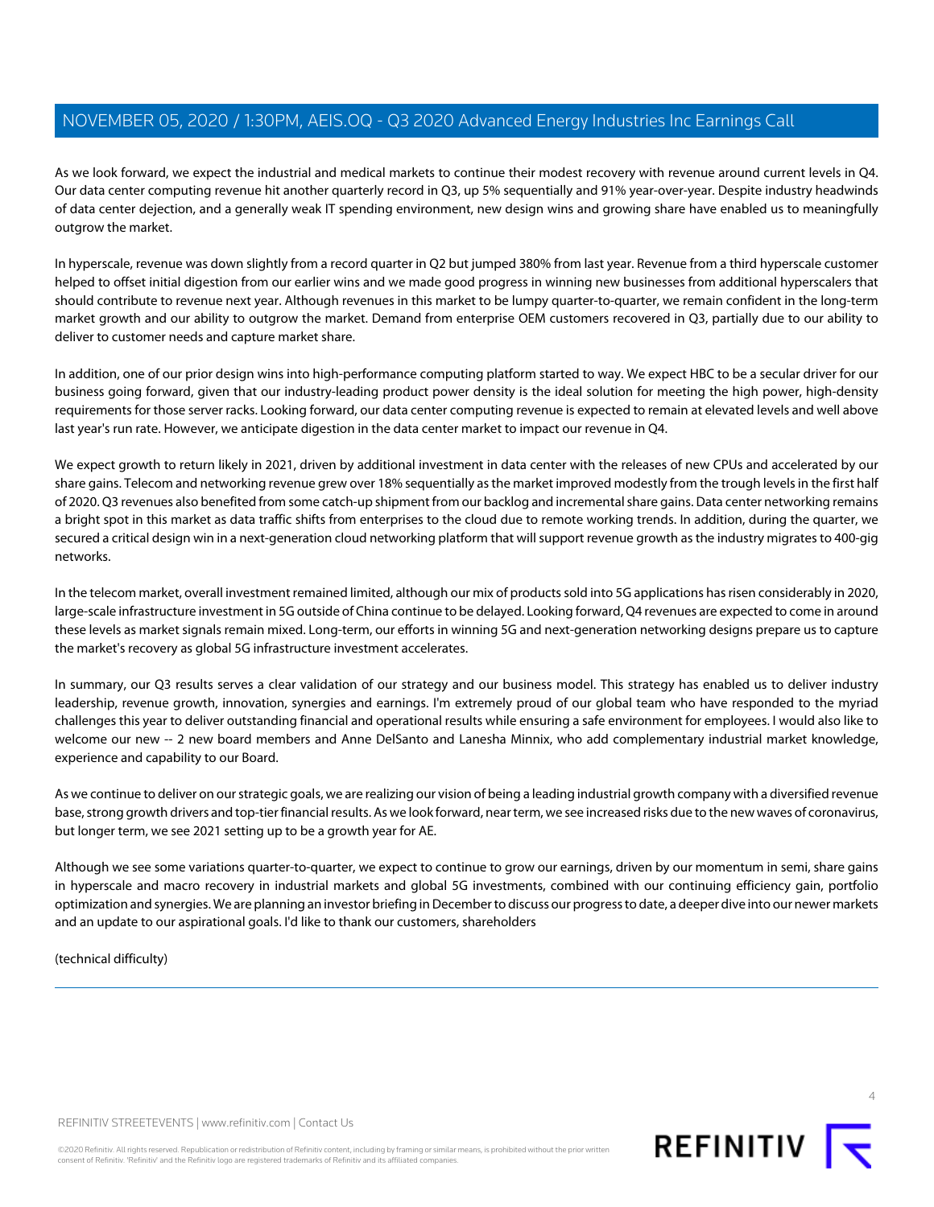As we look forward, we expect the industrial and medical markets to continue their modest recovery with revenue around current levels in Q4. Our data center computing revenue hit another quarterly record in Q3, up 5% sequentially and 91% year-over-year. Despite industry headwinds of data center dejection, and a generally weak IT spending environment, new design wins and growing share have enabled us to meaningfully outgrow the market.

In hyperscale, revenue was down slightly from a record quarter in Q2 but jumped 380% from last year. Revenue from a third hyperscale customer helped to offset initial digestion from our earlier wins and we made good progress in winning new businesses from additional hyperscalers that should contribute to revenue next year. Although revenues in this market to be lumpy quarter-to-quarter, we remain confident in the long-term market growth and our ability to outgrow the market. Demand from enterprise OEM customers recovered in Q3, partially due to our ability to deliver to customer needs and capture market share.

In addition, one of our prior design wins into high-performance computing platform started to way. We expect HBC to be a secular driver for our business going forward, given that our industry-leading product power density is the ideal solution for meeting the high power, high-density requirements for those server racks. Looking forward, our data center computing revenue is expected to remain at elevated levels and well above last year's run rate. However, we anticipate digestion in the data center market to impact our revenue in Q4.

We expect growth to return likely in 2021, driven by additional investment in data center with the releases of new CPUs and accelerated by our share gains. Telecom and networking revenue grew over 18% sequentially as the market improved modestly from the trough levels in the first half of 2020. Q3 revenues also benefited from some catch-up shipment from our backlog and incremental share gains. Data center networking remains a bright spot in this market as data traffic shifts from enterprises to the cloud due to remote working trends. In addition, during the quarter, we secured a critical design win in a next-generation cloud networking platform that will support revenue growth as the industry migrates to 400-gig networks.

In the telecom market, overall investment remained limited, although our mix of products sold into 5G applications has risen considerably in 2020, large-scale infrastructure investment in 5G outside of China continue to be delayed. Looking forward, Q4 revenues are expected to come in around these levels as market signals remain mixed. Long-term, our efforts in winning 5G and next-generation networking designs prepare us to capture the market's recovery as global 5G infrastructure investment accelerates.

In summary, our Q3 results serves a clear validation of our strategy and our business model. This strategy has enabled us to deliver industry leadership, revenue growth, innovation, synergies and earnings. I'm extremely proud of our global team who have responded to the myriad challenges this year to deliver outstanding financial and operational results while ensuring a safe environment for employees. I would also like to welcome our new -- 2 new board members and Anne DelSanto and Lanesha Minnix, who add complementary industrial market knowledge, experience and capability to our Board.

As we continue to deliver on our strategic goals, we are realizing our vision of being a leading industrial growth company with a diversified revenue base, strong growth drivers and top-tier financial results. As we look forward, near term, we see increased risks due to the new waves of coronavirus, but longer term, we see 2021 setting up to be a growth year for AE.

Although we see some variations quarter-to-quarter, we expect to continue to grow our earnings, driven by our momentum in semi, share gains in hyperscale and macro recovery in industrial markets and global 5G investments, combined with our continuing efficiency gain, portfolio optimization and synergies. We are planning an investor briefing in December to discuss our progress to date, a deeper dive into our newer markets and an update to our aspirational goals. I'd like to thank our customers, shareholders

(technical difficulty)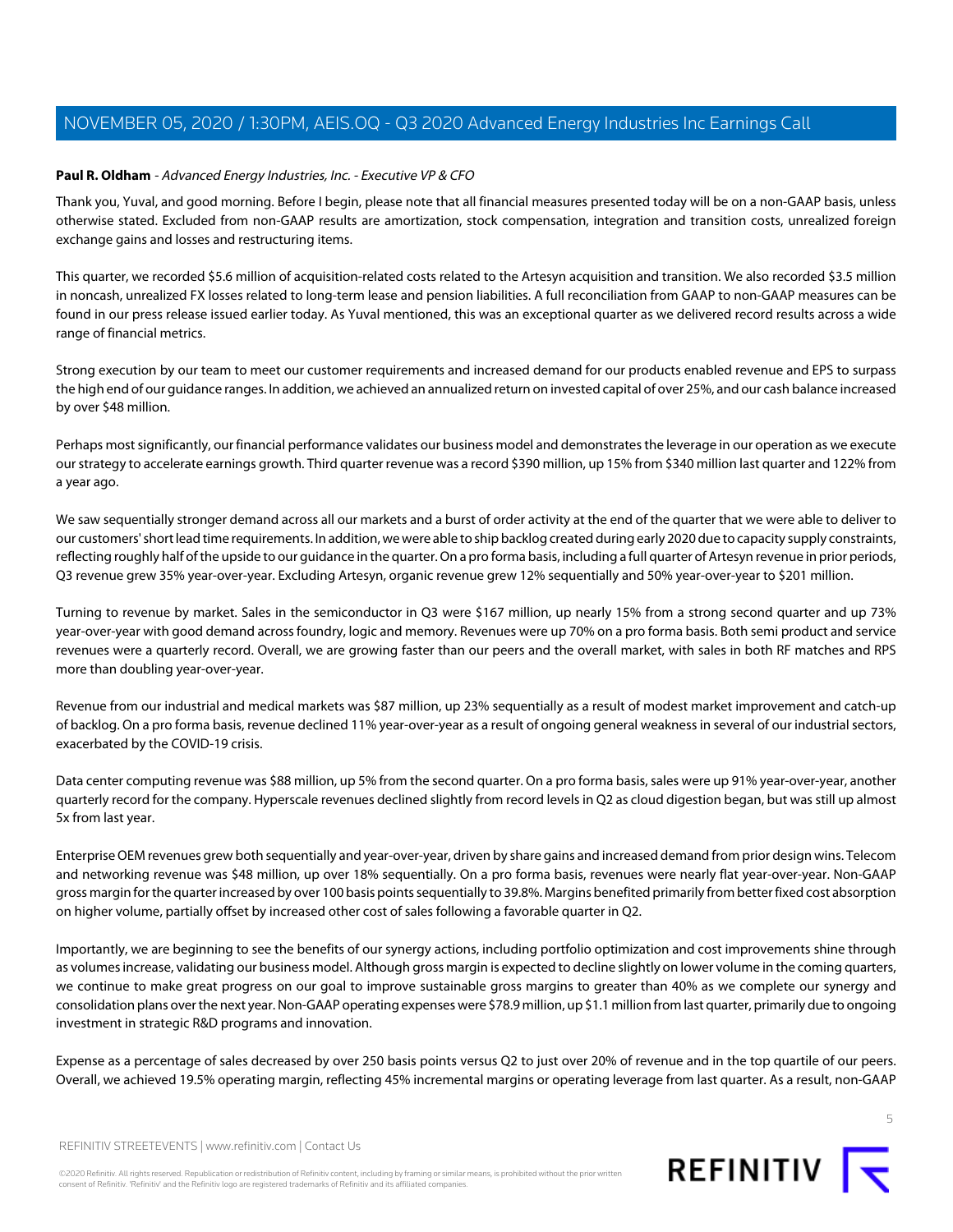**Paul R. Oldham** - *Advanced Energy Industries, Inc. - Executive VP & CFO*

Thank you, Yuval, and good morning. Before I begin, please note that all financial measures presented today will be on a non-GAAP basis, unless otherwise stated. Excluded from non-GAAP results are amortization, stock compensation, integration and transition costs, unrealized foreign exchange gains and losses and restructuring items.

This quarter, we recorded $5.6 million of acquisition-related costs related to the Artesyn acquisition and transition. We also recorded $3.5 million in noncash, unrealized FX losses related to long-term lease and pension liabilities. A full reconciliation from GAAP to non-GAAP measures can be found in our press release issued earlier today. As Yuval mentioned, this was an exceptional quarter as we delivered record results across a wide range of financial metrics.

Strong execution by our team to meet our customer requirements and increased demand for our products enabled revenue and EPS to surpass the high end of our guidance ranges. In addition, we achieved an annualized return on invested capital of over 25%, and our cash balance increased by over $48 million.

Perhaps most significantly, our financial performance validates our business model and demonstrates the leverage in our operation as we execute our strategy to accelerate earnings growth. Third quarter revenue was a record $390 million, up 15% from $340 million last quarter and 122% from a year ago.

We saw sequentially stronger demand across all our markets and a burst of order activity at the end of the quarter that we were able to deliver to our customers' short lead time requirements. In addition, we were able to ship backlog created during early 2020 due to capacity supply constraints, reflecting roughly half of the upside to our guidance in the quarter. On a pro forma basis, including a full quarter of Artesyn revenue in prior periods, Q3 revenue grew 35% year-over-year. Excluding Artesyn, organic revenue grew 12% sequentially and 50% year-over-year to $201 million.

Turning to revenue by market. Sales in the semiconductor in Q3 were $167 million, up nearly 15% from a strong second quarter and up 73% year-over-year with good demand across foundry, logic and memory. Revenues were up 70% on a pro forma basis. Both semi product and service revenues were a quarterly record. Overall, we are growing faster than our peers and the overall market, with sales in both RF matches and RPS more than doubling year-over-year.

Revenue from our industrial and medical markets was $87 million, up 23% sequentially as a result of modest market improvement and catch-up of backlog. On a pro forma basis, revenue declined 11% year-over-year as a result of ongoing general weakness in several of our industrial sectors, exacerbated by the COVID-19 crisis.

Data center computing revenue was $88 million, up 5% from the second quarter. On a pro forma basis, sales were up 91% year-over-year, another quarterly record for the company. Hyperscale revenues declined slightly from record levels in Q2 as cloud digestion began, but was still up almost 5x from last year.

Enterprise OEM revenues grew both sequentially and year-over-year, driven by share gains and increased demand from prior design wins. Telecom and networking revenue was $48 million, up over 18% sequentially. On a pro forma basis, revenues were nearly flat year-over-year. Non-GAAP gross margin for the quarter increased by over 100 basis points sequentially to 39.8%. Margins benefited primarily from better fixed cost absorption on higher volume, partially offset by increased other cost of sales following a favorable quarter in Q2.

Importantly, we are beginning to see the benefits of our synergy actions, including portfolio optimization and cost improvements shine through as volumes increase, validating our business model. Although gross margin is expected to decline slightly on lower volume in the coming quarters, we continue to make great progress on our goal to improve sustainable gross margins to greater than 40% as we complete our synergy and consolidation plans over the next year. Non-GAAP operating expenses were $78.9 million, up $1.1 million from last quarter, primarily due to ongoing investment in strategic R&D programs and innovation.

Expense as a percentage of sales decreased by over 250 basis points versus Q2 to just over 20% of revenue and in the top quartile of our peers. Overall, we achieved 19.5% operating margin, reflecting 45% incremental margins or operating leverage from last quarter. As a result, non-GAAP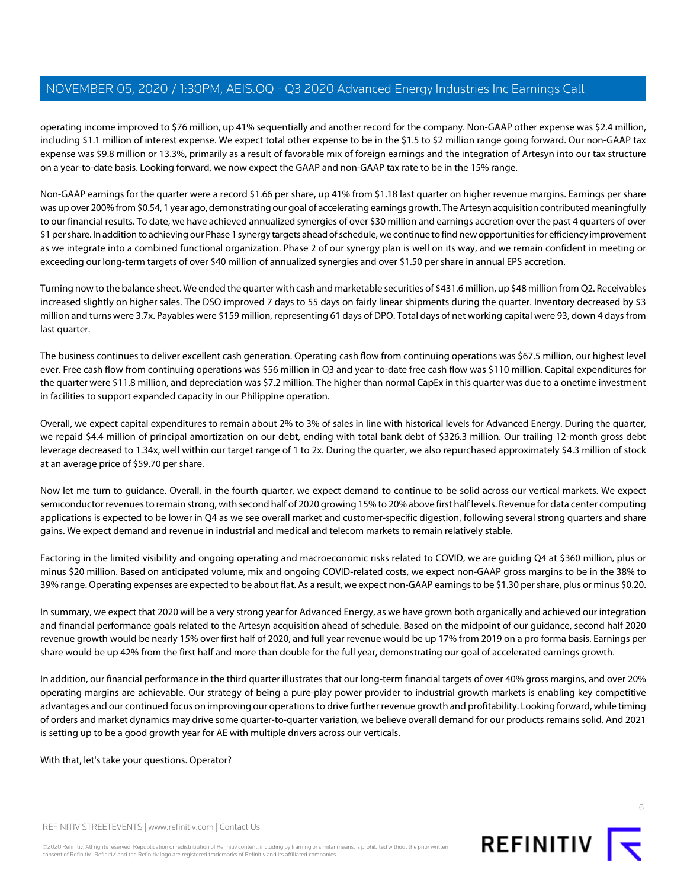operating income improved to $76 million, up 41% sequentially and another record for the company. Non-GAAP other expense was $2.4 million, including $1.1 million of interest expense. We expect total other expense to be in the $1.5 to $2 million range going forward. Our non-GAAP tax expense was $9.8 million or 13.3%, primarily as a result of favorable mix of foreign earnings and the integration of Artesyn into our tax structure on a year-to-date basis. Looking forward, we now expect the GAAP and non-GAAP tax rate to be in the 15% range.

Non-GAAP earnings for the quarter were a record $1.66 per share, up 41% from $1.18 last quarter on higher revenue margins. Earnings per share was up over 200% from $0.54, 1 year ago, demonstrating our goal of accelerating earnings growth. The Artesyn acquisition contributed meaningfully to our financial results. To date, we have achieved annualized synergies of over $30 million and earnings accretion over the past 4 quarters of over $1 per share. In addition to achieving our Phase 1 synergy targets ahead of schedule, we continue to find new opportunities for efficiency improvement as we integrate into a combined functional organization. Phase 2 of our synergy plan is well on its way, and we remain confident in meeting or exceeding our long-term targets of over $40 million of annualized synergies and over $1.50 per share in annual EPS accretion.

Turning now to the balance sheet. We ended the quarter with cash and marketable securities of $431.6 million, up $48 million from Q2. Receivables increased slightly on higher sales. The DSO improved 7 days to 55 days on fairly linear shipments during the quarter. Inventory decreased by $3 million and turns were 3.7x. Payables were $159 million, representing 61 days of DPO. Total days of net working capital were 93, down 4 days from last quarter.

The business continues to deliver excellent cash generation. Operating cash flow from continuing operations was $67.5 million, our highest level ever. Free cash flow from continuing operations was $56 million in Q3 and year-to-date free cash flow was $110 million. Capital expenditures for the quarter were $11.8 million, and depreciation was $7.2 million. The higher than normal CapEx in this quarter was due to a onetime investment in facilities to support expanded capacity in our Philippine operation.

Overall, we expect capital expenditures to remain about 2% to 3% of sales in line with historical levels for Advanced Energy. During the quarter, we repaid $4.4 million of principal amortization on our debt, ending with total bank debt of $326.3 million. Our trailing 12-month gross debt leverage decreased to 1.34x, well within our target range of 1 to 2x. During the quarter, we also repurchased approximately $4.3 million of stock at an average price of $59.70 per share.

Now let me turn to guidance. Overall, in the fourth quarter, we expect demand to continue to be solid across our vertical markets. We expect semiconductor revenues to remain strong, with second half of 2020 growing 15% to 20% above first half levels. Revenue for data center computing applications is expected to be lower in Q4 as we see overall market and customer-specific digestion, following several strong quarters and share gains. We expect demand and revenue in industrial and medical and telecom markets to remain relatively stable.

Factoring in the limited visibility and ongoing operating and macroeconomic risks related to COVID, we are guiding Q4 at $360 million, plus or minus $20 million. Based on anticipated volume, mix and ongoing COVID-related costs, we expect non-GAAP gross margins to be in the 38% to 39% range. Operating expenses are expected to be about flat. As a result, we expect non-GAAP earnings to be $1.30 per share, plus or minus $0.20.

In summary, we expect that 2020 will be a very strong year for Advanced Energy, as we have grown both organically and achieved our integration and financial performance goals related to the Artesyn acquisition ahead of schedule. Based on the midpoint of our guidance, second half 2020 revenue growth would be nearly 15% over first half of 2020, and full year revenue would be up 17% from 2019 on a pro forma basis. Earnings per share would be up 42% from the first half and more than double for the full year, demonstrating our goal of accelerated earnings growth.

In addition, our financial performance in the third quarter illustrates that our long-term financial targets of over 40% gross margins, and over 20% operating margins are achievable. Our strategy of being a pure-play power provider to industrial growth markets is enabling key competitive advantages and our continued focus on improving our operations to drive further revenue growth and profitability. Looking forward, while timing of orders and market dynamics may drive some quarter-to-quarter variation, we believe overall demand for our products remains solid. And 2021 is setting up to be a good growth year for AE with multiple drivers across our verticals.

With that, let's take your questions. Operator?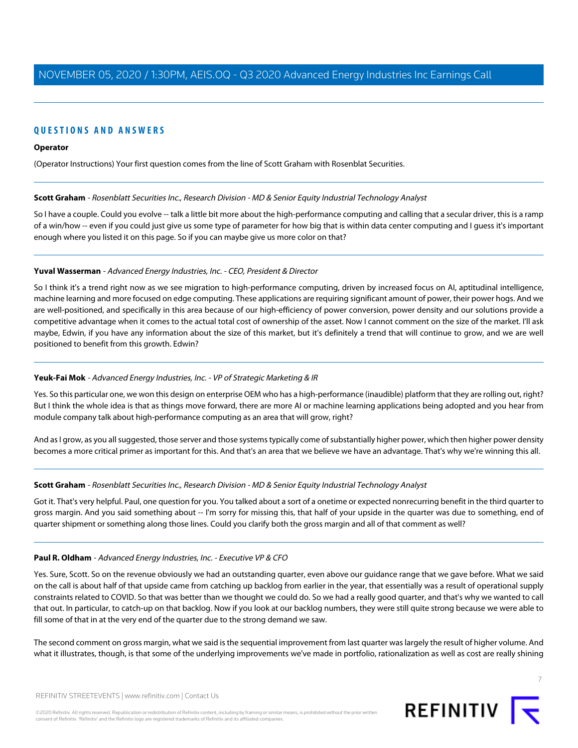## QUESTIONS AND ANSWERS

**Operator**

(Operator Instructions) Your first question comes from the line of Scott Graham with Rosenblat Securities.

---

**Scott Graham** - *Rosenblatt Securities Inc., Research Division - MD & Senior Equity Industrial Technology Analyst*

So I have a couple. Could you evolve -- talk a little bit more about the high-performance computing and calling that a secular driver, this is a ramp of a win/how -- even if you could just give us some type of parameter for how big that is within data center computing and I guess it's important enough where you listed it on this page. So if you can maybe give us more color on that?

---

**Yuval Wasserman** - *Advanced Energy Industries, Inc. - CEO, President & Director*

So I think it's a trend right now as we see migration to high-performance computing, driven by increased focus on AI, aptitudinal intelligence, machine learning and more focused on edge computing. These applications are requiring significant amount of power, their power hogs. And we are well-positioned, and specifically in this area because of our high-efficiency of power conversion, power density and our solutions provide a competitive advantage when it comes to the actual total cost of ownership of the asset. Now I cannot comment on the size of the market. I'll ask maybe, Edwin, if you have any information about the size of this market, but it's definitely a trend that will continue to grow, and we are well positioned to benefit from this growth. Edwin?

---

**Yeuk-Fai Mok** - *Advanced Energy Industries, Inc. - VP of Strategic Marketing & IR*

Yes. So this particular one, we won this design on enterprise OEM who has a high-performance (inaudible) platform that they are rolling out, right? But I think the whole idea is that as things move forward, there are more AI or machine learning applications being adopted and you hear from module company talk about high-performance computing as an area that will grow, right?

And as I grow, as you all suggested, those server and those systems typically come of substantially higher power, which then higher power density becomes a more critical primer as important for this. And that's an area that we believe we have an advantage. That's why we're winning this all.

---

**Scott Graham** - *Rosenblatt Securities Inc., Research Division - MD & Senior Equity Industrial Technology Analyst*

Got it. That's very helpful. Paul, one question for you. You talked about a sort of a onetime or expected nonrecurring benefit in the third quarter to gross margin. And you said something about -- I'm sorry for missing this, that half of your upside in the quarter was due to something, end of quarter shipment or something along those lines. Could you clarify both the gross margin and all of that comment as well?

---

**Paul R. Oldham** - *Advanced Energy Industries, Inc. - Executive VP & CFO*

Yes. Sure, Scott. So on the revenue obviously we had an outstanding quarter, even above our guidance range that we gave before. What we said on the call is about half of that upside came from catching up backlog from earlier in the year, that essentially was a result of operational supply constraints related to COVID. So that was better than we thought we could do. So we had a really good quarter, and that's why we wanted to call that out. In particular, to catch-up on that backlog. Now if you look at our backlog numbers, they were still quite strong because we were able to fill some of that in at the very end of the quarter due to the strong demand we saw.

The second comment on gross margin, what we said is the sequential improvement from last quarter was largely the result of higher volume. And what it illustrates, though, is that some of the underlying improvements we've made in portfolio, rationalization as well as cost are really shining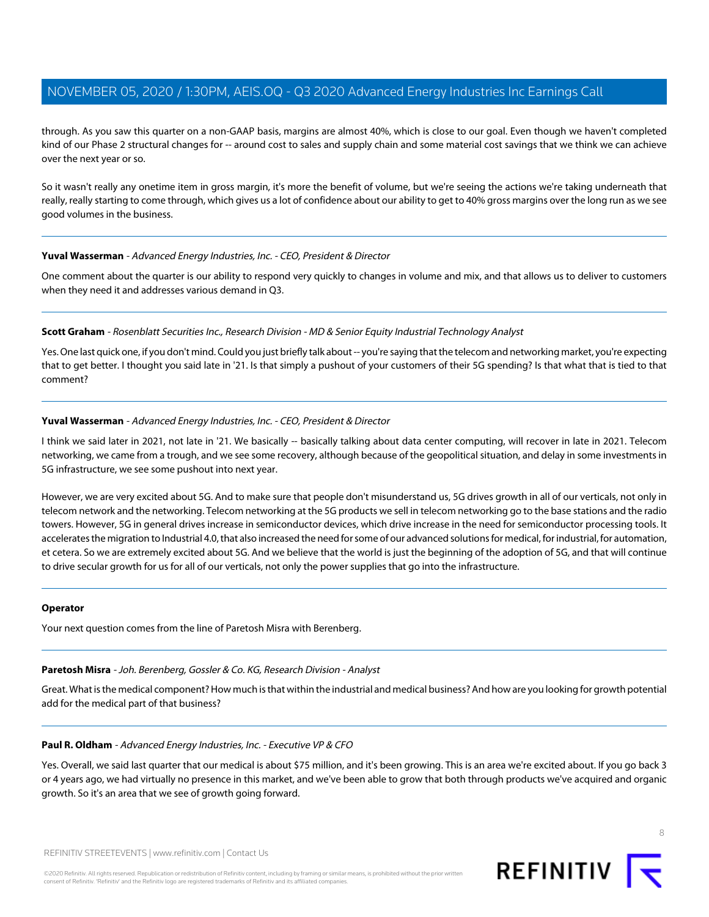through. As you saw this quarter on a non-GAAP basis, margins are almost 40%, which is close to our goal. Even though we haven't completed kind of our Phase 2 structural changes for -- around cost to sales and supply chain and some material cost savings that we think we can achieve over the next year or so.

So it wasn't really any onetime item in gross margin, it's more the benefit of volume, but we're seeing the actions we're taking underneath that really, really starting to come through, which gives us a lot of confidence about our ability to get to 40% gross margins over the long run as we see good volumes in the business.

---

**Yuval Wasserman** - *Advanced Energy Industries, Inc. - CEO, President & Director*

One comment about the quarter is our ability to respond very quickly to changes in volume and mix, and that allows us to deliver to customers when they need it and addresses various demand in Q3.

---

**Scott Graham** - *Rosenblatt Securities Inc., Research Division - MD & Senior Equity Industrial Technology Analyst*

Yes. One last quick one, if you don't mind. Could you just briefly talk about -- you're saying that the telecom and networking market, you're expecting that to get better. I thought you said late in '21. Is that simply a pushout of your customers of their 5G spending? Is that what that is tied to that comment?

---

**Yuval Wasserman** - *Advanced Energy Industries, Inc. - CEO, President & Director*

I think we said later in 2021, not late in '21. We basically -- basically talking about data center computing, will recover in late in 2021. Telecom networking, we came from a trough, and we see some recovery, although because of the geopolitical situation, and delay in some investments in 5G infrastructure, we see some pushout into next year.

However, we are very excited about 5G. And to make sure that people don't misunderstand us, 5G drives growth in all of our verticals, not only in telecom network and the networking. Telecom networking at the 5G products we sell in telecom networking go to the base stations and the radio towers. However, 5G in general drives increase in semiconductor devices, which drive increase in the need for semiconductor processing tools. It accelerates the migration to Industrial 4.0, that also increased the need for some of our advanced solutions for medical, for industrial, for automation, et cetera. So we are extremely excited about 5G. And we believe that the world is just the beginning of the adoption of 5G, and that will continue to drive secular growth for us for all of our verticals, not only the power supplies that go into the infrastructure.

---

**Operator**

Your next question comes from the line of Paretosh Misra with Berenberg.

---

**Paretosh Misra** - *Joh. Berenberg, Gossler & Co. KG, Research Division - Analyst*

Great. What is the medical component? How much is that within the industrial and medical business? And how are you looking for growth potential add for the medical part of that business?

---

**Paul R. Oldham** - *Advanced Energy Industries, Inc. - Executive VP & CFO*

Yes. Overall, we said last quarter that our medical is about $75 million, and it's been growing. This is an area we're excited about. If you go back 3 or 4 years ago, we had virtually no presence in this market, and we've been able to grow that both through products we've acquired and organic growth. So it's an area that we see of growth going forward.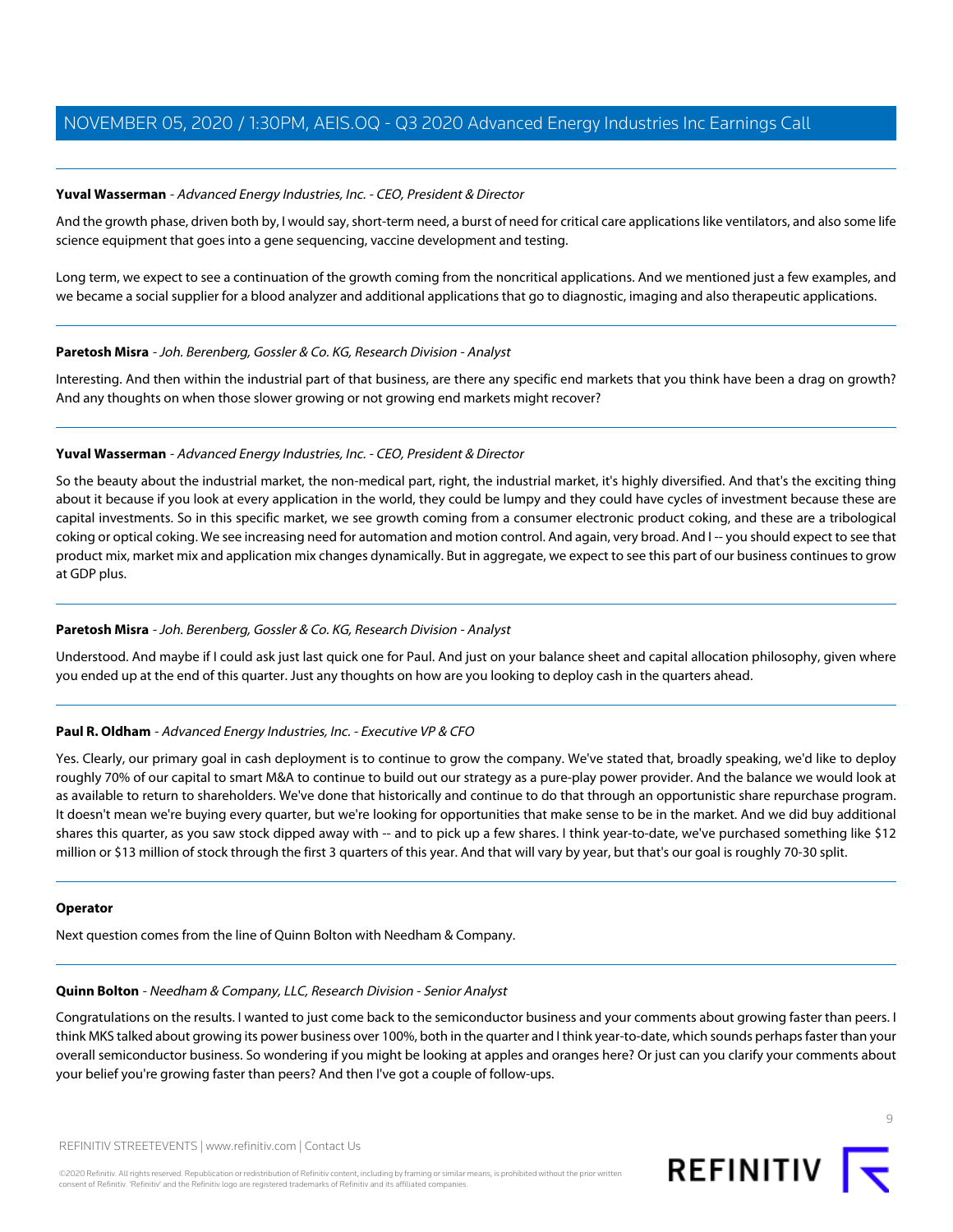**Yuval Wasserman** - *Advanced Energy Industries, Inc. - CEO, President & Director*

And the growth phase, driven both by, I would say, short-term need, a burst of need for critical care applications like ventilators, and also some life science equipment that goes into a gene sequencing, vaccine development and testing.

Long term, we expect to see a continuation of the growth coming from the noncritical applications. And we mentioned just a few examples, and we became a social supplier for a blood analyzer and additional applications that go to diagnostic, imaging and also therapeutic applications.

---

**Paretosh Misra** - *Joh. Berenberg, Gossler & Co. KG, Research Division - Analyst*

Interesting. And then within the industrial part of that business, are there any specific end markets that you think have been a drag on growth? And any thoughts on when those slower growing or not growing end markets might recover?

---

**Yuval Wasserman** - *Advanced Energy Industries, Inc. - CEO, President & Director*

So the beauty about the industrial market, the non-medical part, right, the industrial market, it's highly diversified. And that's the exciting thing about it because if you look at every application in the world, they could be lumpy and they could have cycles of investment because these are capital investments. So in this specific market, we see growth coming from a consumer electronic product coking, and these are a tribological coking or optical coking. We see increasing need for automation and motion control. And again, very broad. And I -- you should expect to see that product mix, market mix and application mix changes dynamically. But in aggregate, we expect to see this part of our business continues to grow at GDP plus.

---

**Paretosh Misra** - *Joh. Berenberg, Gossler & Co. KG, Research Division - Analyst*

Understood. And maybe if I could ask just last quick one for Paul. And just on your balance sheet and capital allocation philosophy, given where you ended up at the end of this quarter. Just any thoughts on how are you looking to deploy cash in the quarters ahead.

---

**Paul R. Oldham** - *Advanced Energy Industries, Inc. - Executive VP & CFO*

Yes. Clearly, our primary goal in cash deployment is to continue to grow the company. We've stated that, broadly speaking, we'd like to deploy roughly 70% of our capital to smart M&A to continue to build out our strategy as a pure-play power provider. And the balance we would look at as available to return to shareholders. We've done that historically and continue to do that through an opportunistic share repurchase program. It doesn't mean we're buying every quarter, but we're looking for opportunities that make sense to be in the market. And we did buy additional shares this quarter, as you saw stock dipped away with -- and to pick up a few shares. I think year-to-date, we've purchased something like $12 million or $13 million of stock through the first 3 quarters of this year. And that will vary by year, but that's our goal is roughly 70-30 split.

---

**Operator**

Next question comes from the line of Quinn Bolton with Needham & Company.

---

**Quinn Bolton** - *Needham & Company, LLC, Research Division - Senior Analyst*

Congratulations on the results. I wanted to just come back to the semiconductor business and your comments about growing faster than peers. I think MKS talked about growing its power business over 100%, both in the quarter and I think year-to-date, which sounds perhaps faster than your overall semiconductor business. So wondering if you might be looking at apples and oranges here? Or just can you clarify your comments about your belief you're growing faster than peers? And then I've got a couple of follow-ups.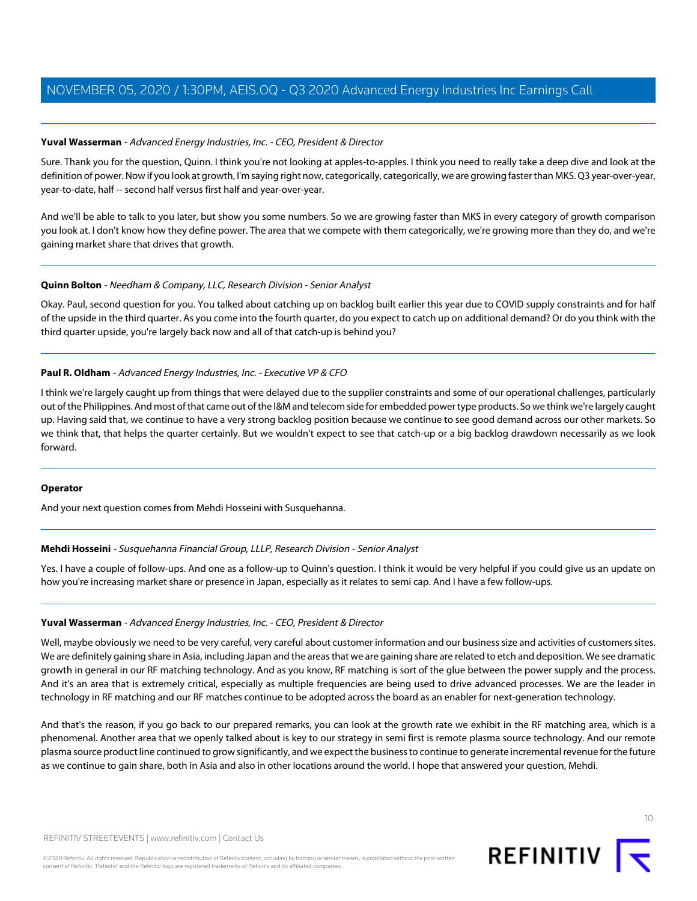**Yuval Wasserman** - *Advanced Energy Industries, Inc. - CEO, President & Director*

Sure. Thank you for the question, Quinn. I think you're not looking at apples-to-apples. I think you need to really take a deep dive and look at the definition of power. Now if you look at growth, I'm saying right now, categorically, categorically, we are growing faster than MKS. Q3 year-over-year, year-to-date, half -- second half versus first half and year-over-year.

And we'll be able to talk to you later, but show you some numbers. So we are growing faster than MKS in every category of growth comparison you look at. I don't know how they define power. The area that we compete with them categorically, we're growing more than they do, and we're gaining market share that drives that growth.

---

**Quinn Bolton** - *Needham & Company, LLC, Research Division - Senior Analyst*

Okay. Paul, second question for you. You talked about catching up on backlog built earlier this year due to COVID supply constraints and for half of the upside in the third quarter. As you come into the fourth quarter, do you expect to catch up on additional demand? Or do you think with the third quarter upside, you're largely back now and all of that catch-up is behind you?

---

**Paul R. Oldham** - *Advanced Energy Industries, Inc. - Executive VP & CFO*

I think we're largely caught up from things that were delayed due to the supplier constraints and some of our operational challenges, particularly out of the Philippines. And most of that came out of the I&M and telecom side for embedded power type products. So we think we're largely caught up. Having said that, we continue to have a very strong backlog position because we continue to see good demand across our other markets. So we think that, that helps the quarter certainly. But we wouldn't expect to see that catch-up or a big backlog drawdown necessarily as we look forward.

---

**Operator**

And your next question comes from Mehdi Hosseini with Susquehanna.

---

**Mehdi Hosseini** - *Susquehanna Financial Group, LLLP, Research Division - Senior Analyst*

Yes. I have a couple of follow-ups. And one as a follow-up to Quinn's question. I think it would be very helpful if you could give us an update on how you're increasing market share or presence in Japan, especially as it relates to semi cap. And I have a few follow-ups.

---

**Yuval Wasserman** - *Advanced Energy Industries, Inc. - CEO, President & Director*

Well, maybe obviously we need to be very careful, very careful about customer information and our business size and activities of customers sites. We are definitely gaining share in Asia, including Japan and the areas that we are gaining share are related to etch and deposition. We see dramatic growth in general in our RF matching technology. And as you know, RF matching is sort of the glue between the power supply and the process. And it's an area that is extremely critical, especially as multiple frequencies are being used to drive advanced processes. We are the leader in technology in RF matching and our RF matches continue to be adopted across the board as an enabler for next-generation technology.

And that's the reason, if you go back to our prepared remarks, you can look at the growth rate we exhibit in the RF matching area, which is a phenomenal. Another area that we openly talked about is key to our strategy in semi first is remote plasma source technology. And our remote plasma source product line continued to grow significantly, and we expect the business to continue to generate incremental revenue for the future as we continue to gain share, both in Asia and also in other locations around the world. I hope that answered your question, Mehdi.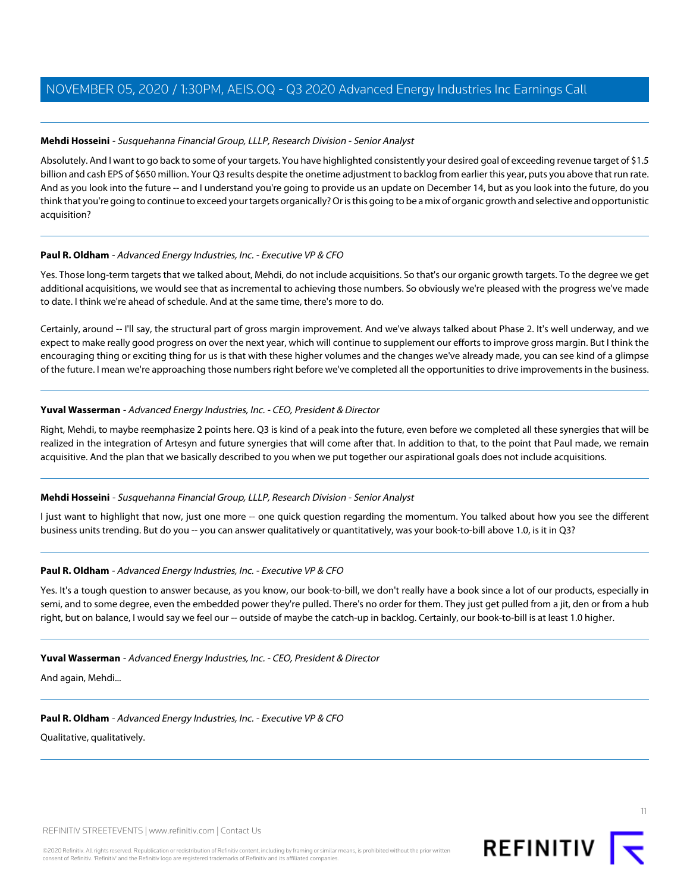**Mehdi Hosseini** - *Susquehanna Financial Group, LLLP, Research Division - Senior Analyst*

Absolutely. And I want to go back to some of your targets. You have highlighted consistently your desired goal of exceeding revenue target of $1.5 billion and cash EPS of $650 million. Your Q3 results despite the onetime adjustment to backlog from earlier this year, puts you above that run rate. And as you look into the future -- and I understand you're going to provide us an update on December 14, but as you look into the future, do you think that you're going to continue to exceed your targets organically? Or is this going to be a mix of organic growth and selective and opportunistic acquisition?

---

**Paul R. Oldham** - *Advanced Energy Industries, Inc. - Executive VP & CFO*

Yes. Those long-term targets that we talked about, Mehdi, do not include acquisitions. So that's our organic growth targets. To the degree we get additional acquisitions, we would see that as incremental to achieving those numbers. So obviously we're pleased with the progress we've made to date. I think we're ahead of schedule. And at the same time, there's more to do.

Certainly, around -- I'll say, the structural part of gross margin improvement. And we've always talked about Phase 2. It's well underway, and we expect to make really good progress on over the next year, which will continue to supplement our efforts to improve gross margin. But I think the encouraging thing or exciting thing for us is that with these higher volumes and the changes we've already made, you can see kind of a glimpse of the future. I mean we're approaching those numbers right before we've completed all the opportunities to drive improvements in the business.

---

**Yuval Wasserman** - *Advanced Energy Industries, Inc. - CEO, President & Director*

Right, Mehdi, to maybe reemphasize 2 points here. Q3 is kind of a peak into the future, even before we completed all these synergies that will be realized in the integration of Artesyn and future synergies that will come after that. In addition to that, to the point that Paul made, we remain acquisitive. And the plan that we basically described to you when we put together our aspirational goals does not include acquisitions.

---

**Mehdi Hosseini** - *Susquehanna Financial Group, LLLP, Research Division - Senior Analyst*

I just want to highlight that now, just one more -- one quick question regarding the momentum. You talked about how you see the different business units trending. But do you -- you can answer qualitatively or quantitatively, was your book-to-bill above 1.0, is it in Q3?

---

**Paul R. Oldham** - *Advanced Energy Industries, Inc. - Executive VP & CFO*

Yes. It's a tough question to answer because, as you know, our book-to-bill, we don't really have a book since a lot of our products, especially in semi, and to some degree, even the embedded power they're pulled. There's no order for them. They just get pulled from a jit, den or from a hub right, but on balance, I would say we feel our -- outside of maybe the catch-up in backlog. Certainly, our book-to-bill is at least 1.0 higher.

---

**Yuval Wasserman** - *Advanced Energy Industries, Inc. - CEO, President & Director*

And again, Mehdi...

---

**Paul R. Oldham** - *Advanced Energy Industries, Inc. - Executive VP & CFO*

Qualitative, qualitatively.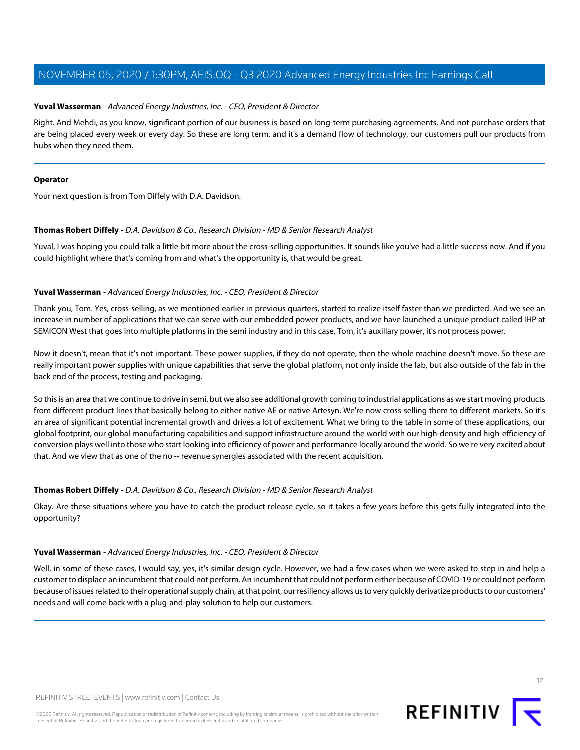**Yuval Wasserman** - *Advanced Energy Industries, Inc. - CEO, President & Director*

Right. And Mehdi, as you know, significant portion of our business is based on long-term purchasing agreements. And not purchase orders that are being placed every week or every day. So these are long term, and it's a demand flow of technology, our customers pull our products from hubs when they need them.

---

**Operator**

Your next question is from Tom Diffely with D.A. Davidson.

---

**Thomas Robert Diffely** - *D.A. Davidson & Co., Research Division - MD & Senior Research Analyst*

Yuval, I was hoping you could talk a little bit more about the cross-selling opportunities. It sounds like you've had a little success now. And if you could highlight where that's coming from and what's the opportunity is, that would be great.

---

**Yuval Wasserman** - *Advanced Energy Industries, Inc. - CEO, President & Director*

Thank you, Tom. Yes, cross-selling, as we mentioned earlier in previous quarters, started to realize itself faster than we predicted. And we see an increase in number of applications that we can serve with our embedded power products, and we have launched a unique product called IHP at SEMICON West that goes into multiple platforms in the semi industry and in this case, Tom, it's auxillary power, it's not process power.

Now it doesn't, mean that it's not important. These power supplies, if they do not operate, then the whole machine doesn't move. So these are really important power supplies with unique capabilities that serve the global platform, not only inside the fab, but also outside of the fab in the back end of the process, testing and packaging.

So this is an area that we continue to drive in semi, but we also see additional growth coming to industrial applications as we start moving products from different product lines that basically belong to either native AE or native Artesyn. We're now cross-selling them to different markets. So it's an area of significant potential incremental growth and drives a lot of excitement. What we bring to the table in some of these applications, our global footprint, our global manufacturing capabilities and support infrastructure around the world with our high-density and high-efficiency of conversion plays well into those who start looking into efficiency of power and performance locally around the world. So we're very excited about that. And we view that as one of the no -- revenue synergies associated with the recent acquisition.

---

**Thomas Robert Diffely** - *D.A. Davidson & Co., Research Division - MD & Senior Research Analyst*

Okay. Are these situations where you have to catch the product release cycle, so it takes a few years before this gets fully integrated into the opportunity?

---

**Yuval Wasserman** - *Advanced Energy Industries, Inc. - CEO, President & Director*

Well, in some of these cases, I would say, yes, it's similar design cycle. However, we had a few cases when we were asked to step in and help a customer to displace an incumbent that could not perform. An incumbent that could not perform either because of COVID-19 or could not perform because of issues related to their operational supply chain, at that point, our resiliency allows us to very quickly derivatize products to our customers' needs and will come back with a plug-and-play solution to help our customers.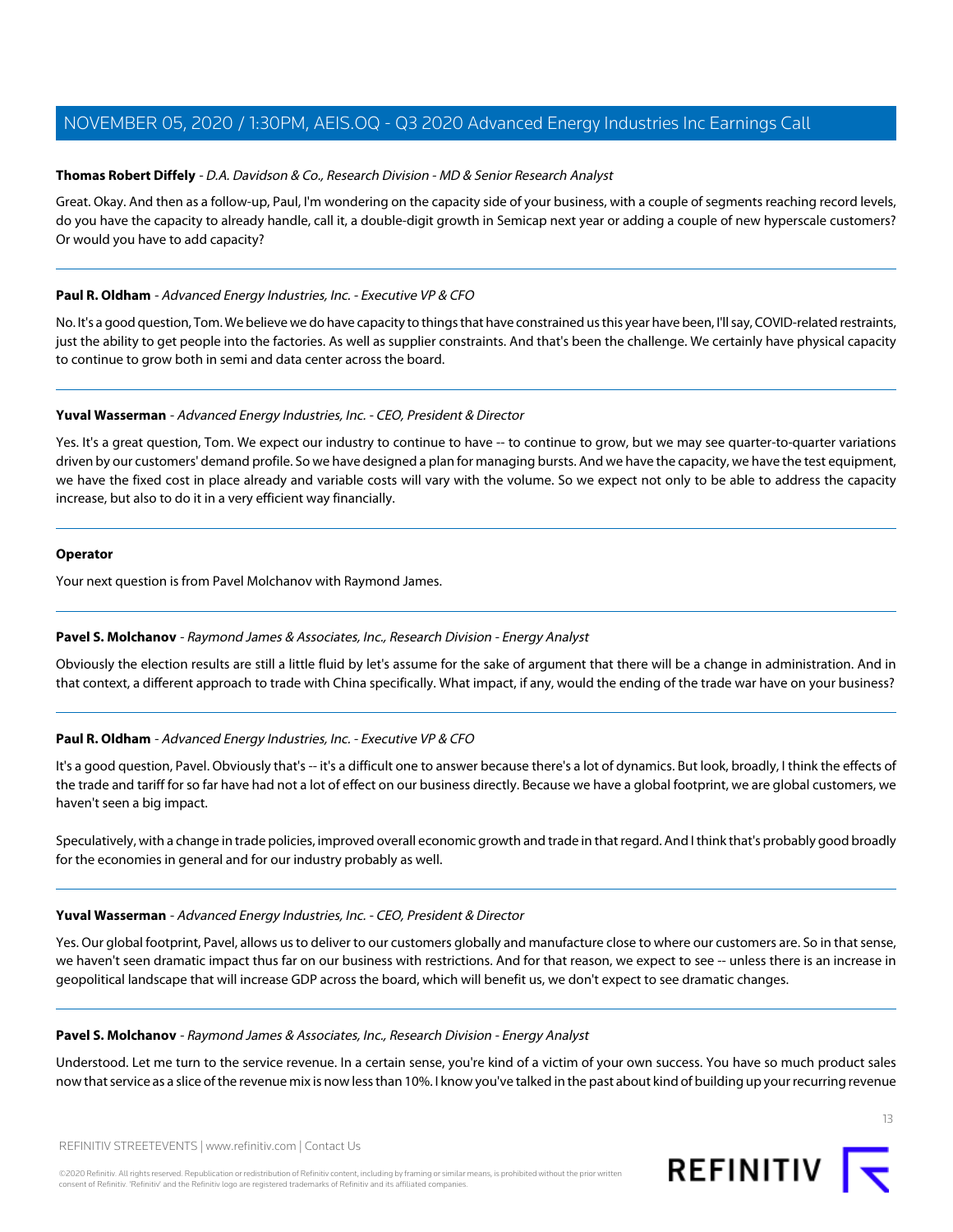**Thomas Robert Diffely** - *D.A. Davidson & Co., Research Division - MD & Senior Research Analyst*

Great. Okay. And then as a follow-up, Paul, I'm wondering on the capacity side of your business, with a couple of segments reaching record levels, do you have the capacity to already handle, call it, a double-digit growth in Semicap next year or adding a couple of new hyperscale customers? Or would you have to add capacity?

---

**Paul R. Oldham** - *Advanced Energy Industries, Inc. - Executive VP & CFO*

No. It's a good question, Tom. We believe we do have capacity to things that have constrained us this year have been, I'll say, COVID-related restraints, just the ability to get people into the factories. As well as supplier constraints. And that's been the challenge. We certainly have physical capacity to continue to grow both in semi and data center across the board.

---

**Yuval Wasserman** - *Advanced Energy Industries, Inc. - CEO, President & Director*

Yes. It's a great question, Tom. We expect our industry to continue to have -- to continue to grow, but we may see quarter-to-quarter variations driven by our customers' demand profile. So we have designed a plan for managing bursts. And we have the capacity, we have the test equipment, we have the fixed cost in place already and variable costs will vary with the volume. So we expect not only to be able to address the capacity increase, but also to do it in a very efficient way financially.

---

**Operator**

Your next question is from Pavel Molchanov with Raymond James.

---

**Pavel S. Molchanov** - *Raymond James & Associates, Inc., Research Division - Energy Analyst*

Obviously the election results are still a little fluid by let's assume for the sake of argument that there will be a change in administration. And in that context, a different approach to trade with China specifically. What impact, if any, would the ending of the trade war have on your business?

---

**Paul R. Oldham** - *Advanced Energy Industries, Inc. - Executive VP & CFO*

It's a good question, Pavel. Obviously that's -- it's a difficult one to answer because there's a lot of dynamics. But look, broadly, I think the effects of the trade and tariff for so far have had not a lot of effect on our business directly. Because we have a global footprint, we are global customers, we haven't seen a big impact.

Speculatively, with a change in trade policies, improved overall economic growth and trade in that regard. And I think that's probably good broadly for the economies in general and for our industry probably as well.

---

**Yuval Wasserman** - *Advanced Energy Industries, Inc. - CEO, President & Director*

Yes. Our global footprint, Pavel, allows us to deliver to our customers globally and manufacture close to where our customers are. So in that sense, we haven't seen dramatic impact thus far on our business with restrictions. And for that reason, we expect to see -- unless there is an increase in geopolitical landscape that will increase GDP across the board, which will benefit us, we don't expect to see dramatic changes.

---

**Pavel S. Molchanov** - *Raymond James & Associates, Inc., Research Division - Energy Analyst*

Understood. Let me turn to the service revenue. In a certain sense, you're kind of a victim of your own success. You have so much product sales now that service as a slice of the revenue mix is now less than 10%. I know you've talked in the past about kind of building up your recurring revenue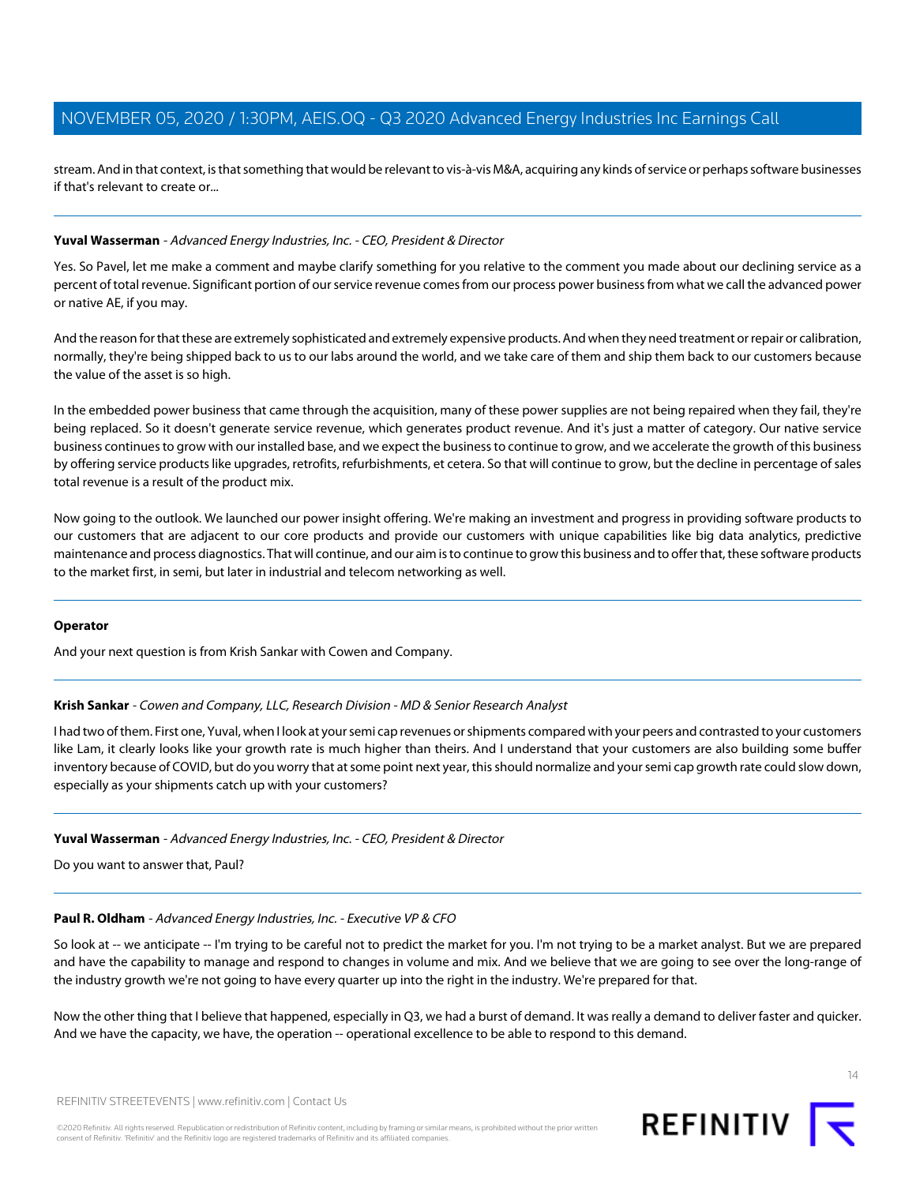stream. And in that context, is that something that would be relevant to vis-à-vis M&A, acquiring any kinds of service or perhaps software businesses if that's relevant to create or...

---

**Yuval Wasserman** - *Advanced Energy Industries, Inc. - CEO, President & Director*

Yes. So Pavel, let me make a comment and maybe clarify something for you relative to the comment you made about our declining service as a percent of total revenue. Significant portion of our service revenue comes from our process power business from what we call the advanced power or native AE, if you may.

And the reason for that these are extremely sophisticated and extremely expensive products. And when they need treatment or repair or calibration, normally, they're being shipped back to us to our labs around the world, and we take care of them and ship them back to our customers because the value of the asset is so high.

In the embedded power business that came through the acquisition, many of these power supplies are not being repaired when they fail, they're being replaced. So it doesn't generate service revenue, which generates product revenue. And it's just a matter of category. Our native service business continues to grow with our installed base, and we expect the business to continue to grow, and we accelerate the growth of this business by offering service products like upgrades, retrofits, refurbishments, et cetera. So that will continue to grow, but the decline in percentage of sales total revenue is a result of the product mix.

Now going to the outlook. We launched our power insight offering. We're making an investment and progress in providing software products to our customers that are adjacent to our core products and provide our customers with unique capabilities like big data analytics, predictive maintenance and process diagnostics. That will continue, and our aim is to continue to grow this business and to offer that, these software products to the market first, in semi, but later in industrial and telecom networking as well.

---

**Operator**

And your next question is from Krish Sankar with Cowen and Company.

---

**Krish Sankar** - *Cowen and Company, LLC, Research Division - MD & Senior Research Analyst*

I had two of them. First one, Yuval, when I look at your semi cap revenues or shipments compared with your peers and contrasted to your customers like Lam, it clearly looks like your growth rate is much higher than theirs. And I understand that your customers are also building some buffer inventory because of COVID, but do you worry that at some point next year, this should normalize and your semi cap growth rate could slow down, especially as your shipments catch up with your customers?

---

**Yuval Wasserman** - *Advanced Energy Industries, Inc. - CEO, President & Director*

Do you want to answer that, Paul?

---

**Paul R. Oldham** - *Advanced Energy Industries, Inc. - Executive VP & CFO*

So look at -- we anticipate -- I'm trying to be careful not to predict the market for you. I'm not trying to be a market analyst. But we are prepared and have the capability to manage and respond to changes in volume and mix. And we believe that we are going to see over the long-range of the industry growth we're not going to have every quarter up into the right in the industry. We're prepared for that.

Now the other thing that I believe that happened, especially in Q3, we had a burst of demand. It was really a demand to deliver faster and quicker. And we have the capacity, we have, the operation -- operational excellence to be able to respond to this demand.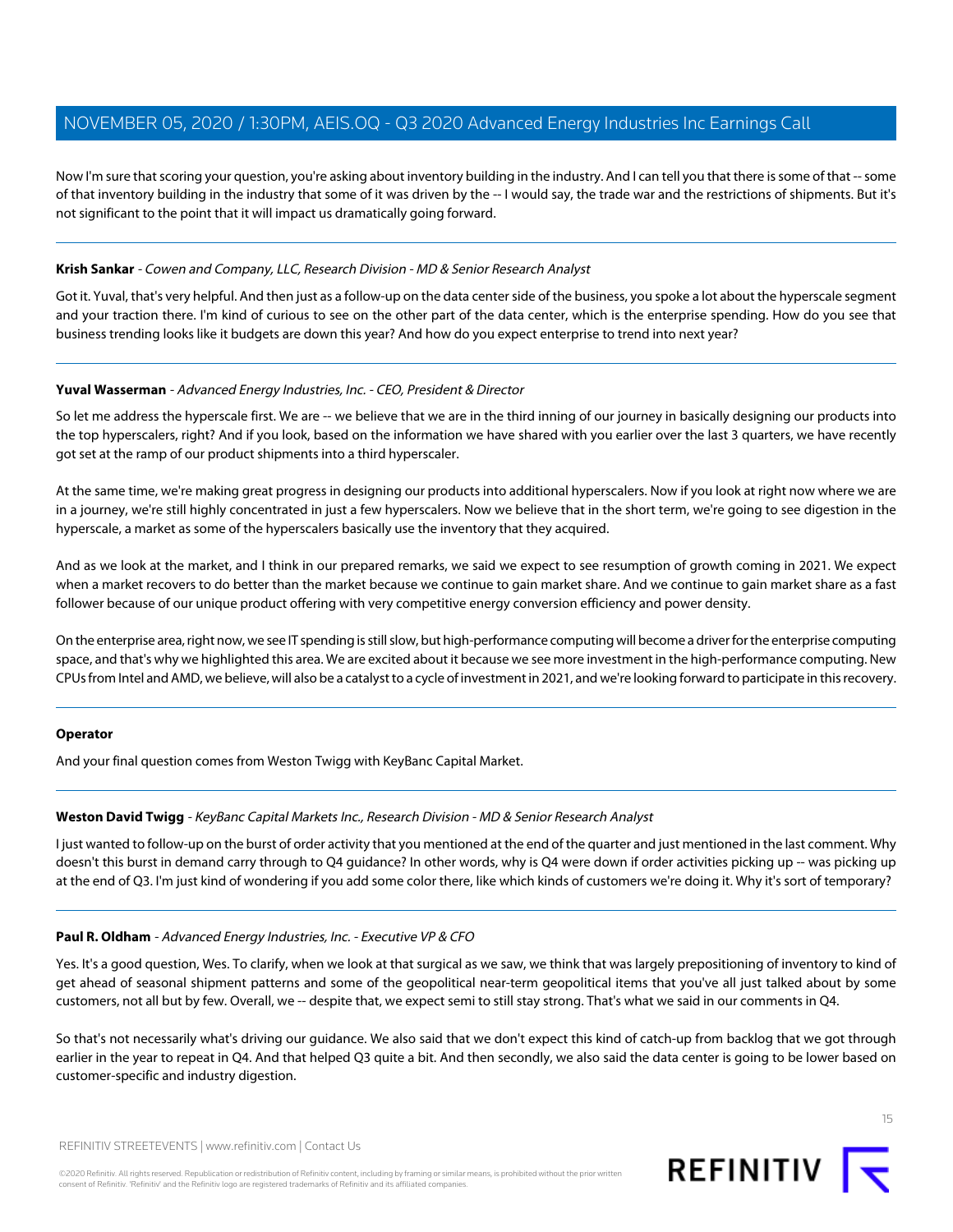Now I'm sure that scoring your question, you're asking about inventory building in the industry. And I can tell you that there is some of that -- some of that inventory building in the industry that some of it was driven by the -- I would say, the trade war and the restrictions of shipments. But it's not significant to the point that it will impact us dramatically going forward.

---

**Krish Sankar** - *Cowen and Company, LLC, Research Division - MD & Senior Research Analyst*

Got it. Yuval, that's very helpful. And then just as a follow-up on the data center side of the business, you spoke a lot about the hyperscale segment and your traction there. I'm kind of curious to see on the other part of the data center, which is the enterprise spending. How do you see that business trending looks like it budgets are down this year? And how do you expect enterprise to trend into next year?

---

**Yuval Wasserman** - *Advanced Energy Industries, Inc. - CEO, President & Director*

So let me address the hyperscale first. We are -- we believe that we are in the third inning of our journey in basically designing our products into the top hyperscalers, right? And if you look, based on the information we have shared with you earlier over the last 3 quarters, we have recently got set at the ramp of our product shipments into a third hyperscaler.

At the same time, we're making great progress in designing our products into additional hyperscalers. Now if you look at right now where we are in a journey, we're still highly concentrated in just a few hyperscalers. Now we believe that in the short term, we're going to see digestion in the hyperscale, a market as some of the hyperscalers basically use the inventory that they acquired.

And as we look at the market, and I think in our prepared remarks, we said we expect to see resumption of growth coming in 2021. We expect when a market recovers to do better than the market because we continue to gain market share. And we continue to gain market share as a fast follower because of our unique product offering with very competitive energy conversion efficiency and power density.

On the enterprise area, right now, we see IT spending is still slow, but high-performance computing will become a driver for the enterprise computing space, and that's why we highlighted this area. We are excited about it because we see more investment in the high-performance computing. New CPUs from Intel and AMD, we believe, will also be a catalyst to a cycle of investment in 2021, and we're looking forward to participate in this recovery.

---

**Operator**

And your final question comes from Weston Twigg with KeyBanc Capital Market.

---

**Weston David Twigg** - *KeyBanc Capital Markets Inc., Research Division - MD & Senior Research Analyst*

I just wanted to follow-up on the burst of order activity that you mentioned at the end of the quarter and just mentioned in the last comment. Why doesn't this burst in demand carry through to Q4 guidance? In other words, why is Q4 were down if order activities picking up -- was picking up at the end of Q3. I'm just kind of wondering if you add some color there, like which kinds of customers we're doing it. Why it's sort of temporary?

---

**Paul R. Oldham** - *Advanced Energy Industries, Inc. - Executive VP & CFO*

Yes. It's a good question, Wes. To clarify, when we look at that surgical as we saw, we think that was largely prepositioning of inventory to kind of get ahead of seasonal shipment patterns and some of the geopolitical near-term geopolitical items that you've all just talked about by some customers, not all but by few. Overall, we -- despite that, we expect semi to still stay strong. That's what we said in our comments in Q4.

So that's not necessarily what's driving our guidance. We also said that we don't expect this kind of catch-up from backlog that we got through earlier in the year to repeat in Q4. And that helped Q3 quite a bit. And then secondly, we also said the data center is going to be lower based on customer-specific and industry digestion.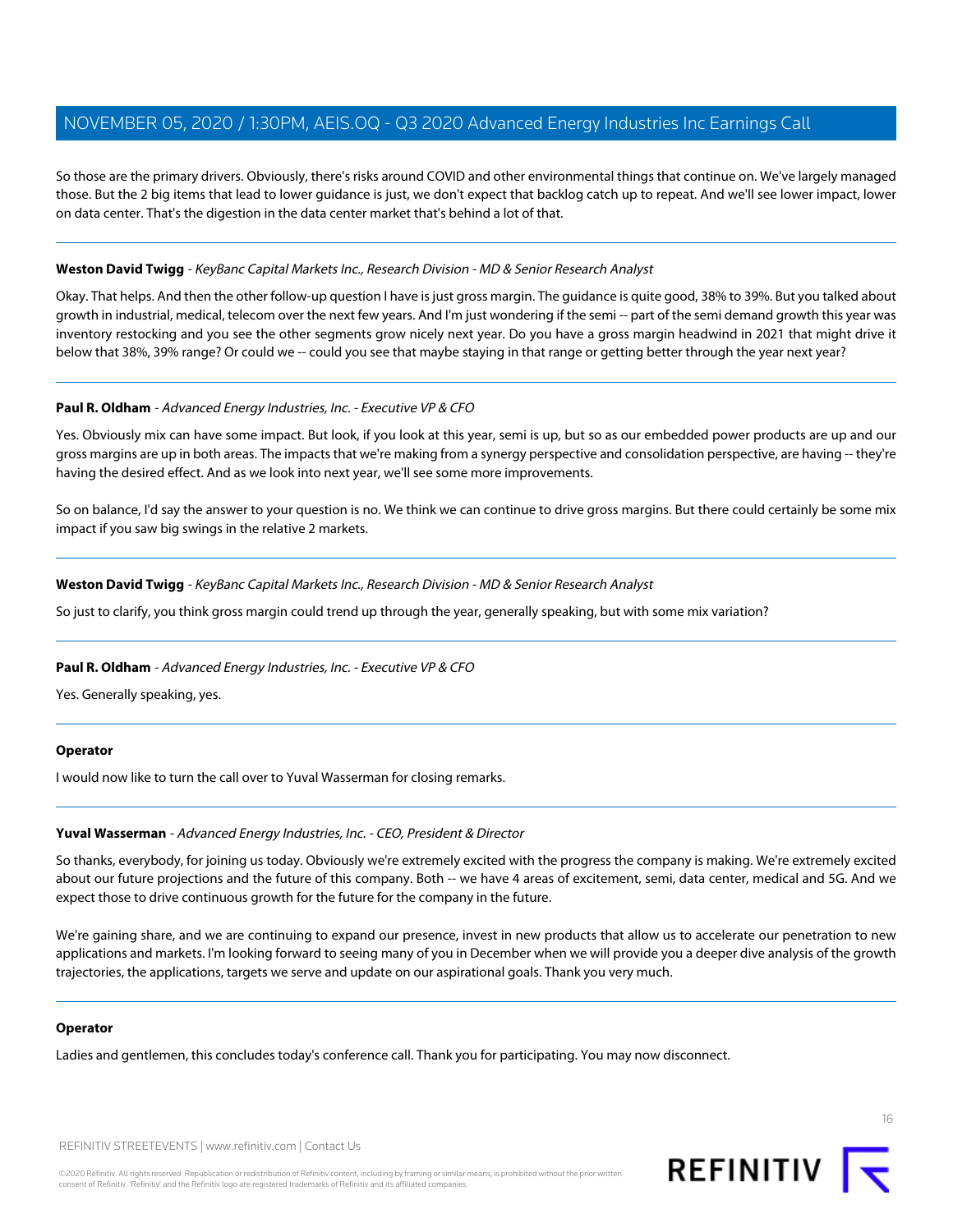So those are the primary drivers. Obviously, there's risks around COVID and other environmental things that continue on. We've largely managed those. But the 2 big items that lead to lower guidance is just, we don't expect that backlog catch up to repeat. And we'll see lower impact, lower on data center. That's the digestion in the data center market that's behind a lot of that.

---

**Weston David Twigg** - *KeyBanc Capital Markets Inc., Research Division - MD & Senior Research Analyst*

Okay. That helps. And then the other follow-up question I have is just gross margin. The guidance is quite good, 38% to 39%. But you talked about growth in industrial, medical, telecom over the next few years. And I'm just wondering if the semi -- part of the semi demand growth this year was inventory restocking and you see the other segments grow nicely next year. Do you have a gross margin headwind in 2021 that might drive it below that 38%, 39% range? Or could we -- could you see that maybe staying in that range or getting better through the year next year?

---

**Paul R. Oldham** - *Advanced Energy Industries, Inc. - Executive VP & CFO*

Yes. Obviously mix can have some impact. But look, if you look at this year, semi is up, but so as our embedded power products are up and our gross margins are up in both areas. The impacts that we're making from a synergy perspective and consolidation perspective, are having -- they're having the desired effect. And as we look into next year, we'll see some more improvements.

So on balance, I'd say the answer to your question is no. We think we can continue to drive gross margins. But there could certainly be some mix impact if you saw big swings in the relative 2 markets.

---

**Weston David Twigg** - *KeyBanc Capital Markets Inc., Research Division - MD & Senior Research Analyst*

So just to clarify, you think gross margin could trend up through the year, generally speaking, but with some mix variation?

---

**Paul R. Oldham** - *Advanced Energy Industries, Inc. - Executive VP & CFO*

Yes. Generally speaking, yes.

---

**Operator**

I would now like to turn the call over to Yuval Wasserman for closing remarks.

---

**Yuval Wasserman** - *Advanced Energy Industries, Inc. - CEO, President & Director*

So thanks, everybody, for joining us today. Obviously we're extremely excited with the progress the company is making. We're extremely excited about our future projections and the future of this company. Both -- we have 4 areas of excitement, semi, data center, medical and 5G. And we expect those to drive continuous growth for the future for the company in the future.

We're gaining share, and we are continuing to expand our presence, invest in new products that allow us to accelerate our penetration to new applications and markets. I'm looking forward to seeing many of you in December when we will provide you a deeper dive analysis of the growth trajectories, the applications, targets we serve and update on our aspirational goals. Thank you very much.

---

**Operator**

Ladies and gentlemen, this concludes today's conference call. Thank you for participating. You may now disconnect.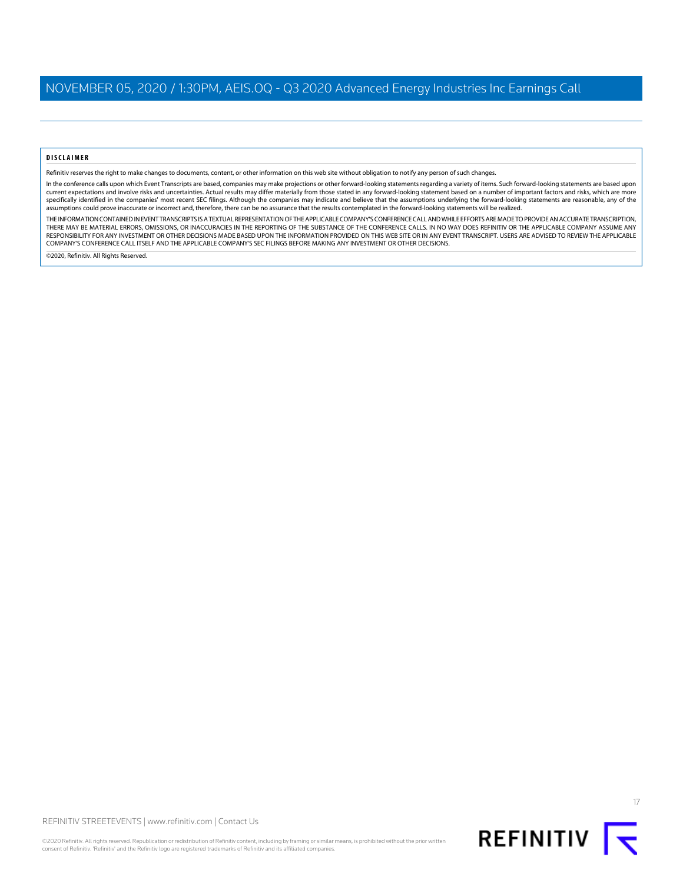## DISCLAIMER

Refinitiv reserves the right to make changes to documents, content, or other information on this web site without obligation to notify any person of such changes.

In the conference calls upon which Event Transcripts are based, companies may make projections or other forward-looking statements regarding a variety of items. Such forward-looking statements are based upon current expectations and involve risks and uncertainties. Actual results may differ materially from those stated in any forward-looking statement based on a number of important factors and risks, which are more specifically identified in the companies' most recent SEC filings. Although the companies may indicate and believe that the assumptions underlying the forward-looking statements are reasonable, any of the assumptions could prove inaccurate or incorrect and, therefore, there can be no assurance that the results contemplated in the forward-looking statements will be realized.

THE INFORMATION CONTAINED IN EVENT TRANSCRIPTS IS A TEXTUAL REPRESENTATION OF THE APPLICABLE COMPANY'S CONFERENCE CALL AND WHILE EFFORTS ARE MADE TO PROVIDE AN ACCURATE TRANSCRIPTION, THERE MAY BE MATERIAL ERRORS, OMISSIONS, OR INACCURACIES IN THE REPORTING OF THE SUBSTANCE OF THE CONFERENCE CALLS. IN NO WAY DOES REFINITIV OR THE APPLICABLE COMPANY ASSUME ANY RESPONSIBILITY FOR ANY INVESTMENT OR OTHER DECISIONS MADE BASED UPON THE INFORMATION PROVIDED ON THIS WEB SITE OR IN ANY EVENT TRANSCRIPT. USERS ARE ADVISED TO REVIEW THE APPLICABLE COMPANY'S CONFERENCE CALL ITSELF AND THE APPLICABLE COMPANY'S SEC FILINGS BEFORE MAKING ANY INVESTMENT OR OTHER DECISIONS.

©2020, Refinitiv. All Rights Reserved.